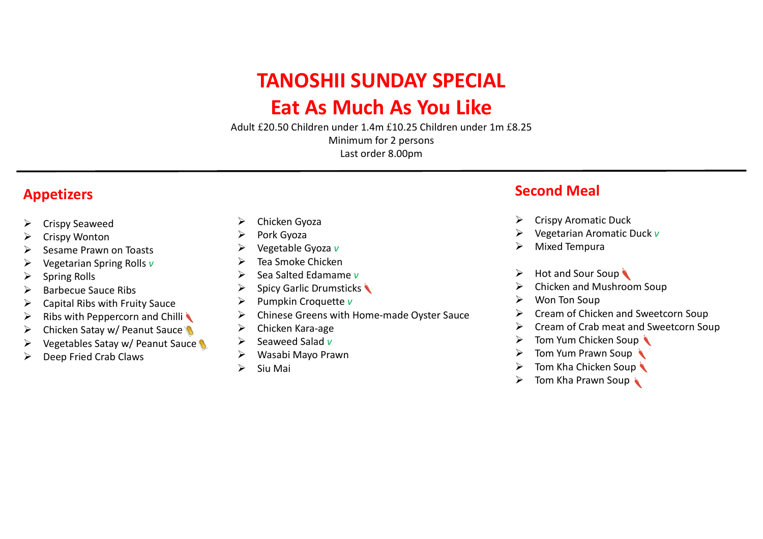# TANOSHII SUNDAY SPECIAL

# Eat As Much As You Like

Adult £20.50 Children under 1.4m £10.25 Children under 1m £8.25

Minimum for 2 persons

Last order 8.00pm

---

## Appetizers

- Crispy Seaweed
- Crispy Wonton
- Sesame Prawn on Toasts
- Vegetarian Spring Rolls *v*
- Spring Rolls
- Barbecue Sauce Ribs
- Capital Ribs with Fruity Sauce
- Ribs with Peppercorn and Chilli 🌶
- Chicken Satay w/ Peanut Sauce 🥜
- Vegetables Satay w/ Peanut Sauce 🥜
- Deep Fried Crab Claws
- Chicken Gyoza
- Pork Gyoza
- Vegetable Gyoza *v*
- Tea Smoke Chicken
- Sea Salted Edamame *v*
- Spicy Garlic Drumsticks 🌶
- Pumpkin Croquette *v*
- Chinese Greens with Home-made Oyster Sauce
- Chicken Kara-age
- Seaweed Salad *v*
- Wasabi Mayo Prawn
- Siu Mai

## Second Meal

- Crispy Aromatic Duck
- Vegetarian Aromatic Duck *v*
- Mixed Tempura

- Hot and Sour Soup 🌶
- Chicken and Mushroom Soup
- Won Ton Soup
- Cream of Chicken and Sweetcorn Soup
- Cream of Crab meat and Sweetcorn Soup
- Tom Yum Chicken Soup 🌶
- Tom Yum Prawn Soup 🌶
- Tom Kha Chicken Soup 🌶
- Tom Kha Prawn Soup 🌶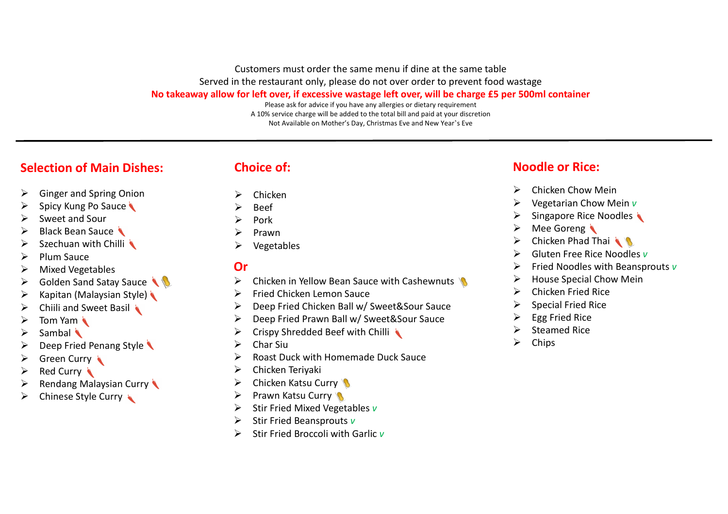Customers must order the same menu if dine at the same table

Served in the restaurant only, please do not over order to prevent food wastage

**No takeaway allow for left over, if excessive wastage left over, will be charge £5 per 500ml container**

Please ask for advice if you have any allergies or dietary requirement

A 10% service charge will be added to the total bill and paid at your discretion

Not Available on Mother's Day, Christmas Eve and New Year's Eve

---

## Selection of Main Dishes:

- Ginger and Spring Onion
- Spicy Kung Po Sauce
- Sweet and Sour
- Black Bean Sauce
- Szechuan with Chilli
- Plum Sauce
- Mixed Vegetables
- Golden Sand Satay Sauce
- Kapitan (Malaysian Style)
- Chiili and Sweet Basil
- Tom Yam
- Sambal
- Deep Fried Penang Style
- Green Curry
- Red Curry
- Rendang Malaysian Curry
- Chinese Style Curry

## Choice of:

- Chicken
- Beef
- Pork
- Prawn
- Vegetables

## Or

- Chicken in Yellow Bean Sauce with Cashewnuts
- Fried Chicken Lemon Sauce
- Deep Fried Chicken Ball w/ Sweet&Sour Sauce
- Deep Fried Prawn Ball w/ Sweet&Sour Sauce
- Crispy Shredded Beef with Chilli
- Char Siu
- Roast Duck with Homemade Duck Sauce
- Chicken Teriyaki
- Chicken Katsu Curry
- Prawn Katsu Curry
- Stir Fried Mixed Vegetables *v*
- Stir Fried Beansprouts *v*
- Stir Fried Broccoli with Garlic *v*

## Noodle or Rice:

- Chicken Chow Mein
- Vegetarian Chow Mein *v*
- Singapore Rice Noodles
- Mee Goreng
- Chicken Phad Thai
- Gluten Free Rice Noodles *v*
- Fried Noodles with Beansprouts *v*
- House Special Chow Mein
- Chicken Fried Rice
- Special Fried Rice
- Egg Fried Rice
- Steamed Rice
- Chips